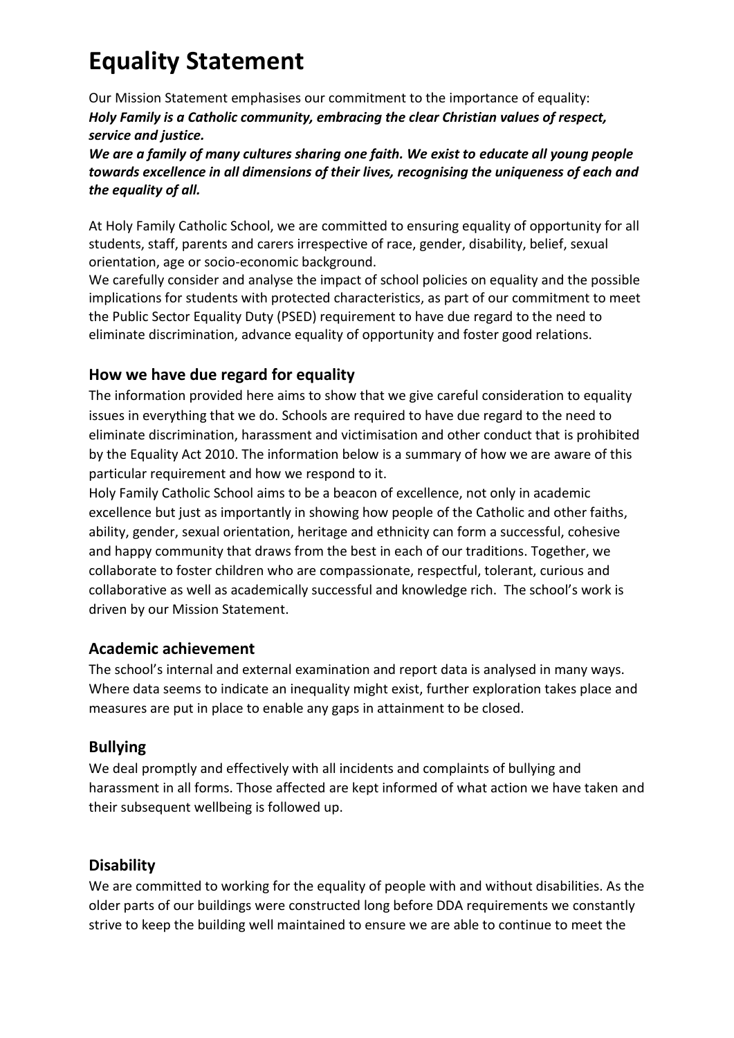# Equality Statement

Our Mission Statement emphasises our commitment to the importance of equality:
***Holy Family is a Catholic community, embracing the clear Christian values of respect, service and justice.***
***We are a family of many cultures sharing one faith. We exist to educate all young people towards excellence in all dimensions of their lives, recognising the uniqueness of each and the equality of all.***

At Holy Family Catholic School, we are committed to ensuring equality of opportunity for all students, staff, parents and carers irrespective of race, gender, disability, belief, sexual orientation, age or socio-economic background.
We carefully consider and analyse the impact of school policies on equality and the possible implications for students with protected characteristics, as part of our commitment to meet the Public Sector Equality Duty (PSED) requirement to have due regard to the need to eliminate discrimination, advance equality of opportunity and foster good relations.

## How we have due regard for equality

The information provided here aims to show that we give careful consideration to equality issues in everything that we do. Schools are required to have due regard to the need to eliminate discrimination, harassment and victimisation and other conduct that is prohibited by the Equality Act 2010. The information below is a summary of how we are aware of this particular requirement and how we respond to it.
Holy Family Catholic School aims to be a beacon of excellence, not only in academic excellence but just as importantly in showing how people of the Catholic and other faiths, ability, gender, sexual orientation, heritage and ethnicity can form a successful, cohesive and happy community that draws from the best in each of our traditions. Together, we collaborate to foster children who are compassionate, respectful, tolerant, curious and collaborative as well as academically successful and knowledge rich. The school's work is driven by our Mission Statement.

## Academic achievement

The school's internal and external examination and report data is analysed in many ways. Where data seems to indicate an inequality might exist, further exploration takes place and measures are put in place to enable any gaps in attainment to be closed.

## Bullying

We deal promptly and effectively with all incidents and complaints of bullying and harassment in all forms. Those affected are kept informed of what action we have taken and their subsequent wellbeing is followed up.

## Disability

We are committed to working for the equality of people with and without disabilities. As the older parts of our buildings were constructed long before DDA requirements we constantly strive to keep the building well maintained to ensure we are able to continue to meet the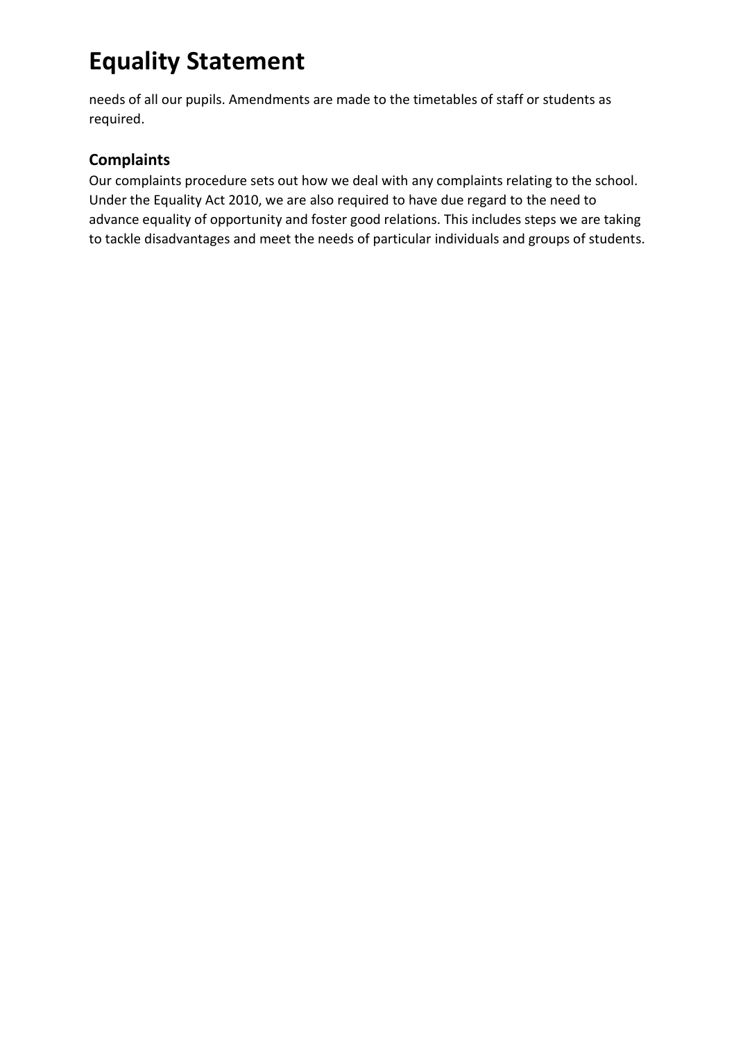# Equality Statement

needs of all our pupils. Amendments are made to the timetables of staff or students as required.

## Complaints

Our complaints procedure sets out how we deal with any complaints relating to the school. Under the Equality Act 2010, we are also required to have due regard to the need to advance equality of opportunity and foster good relations. This includes steps we are taking to tackle disadvantages and meet the needs of particular individuals and groups of students.